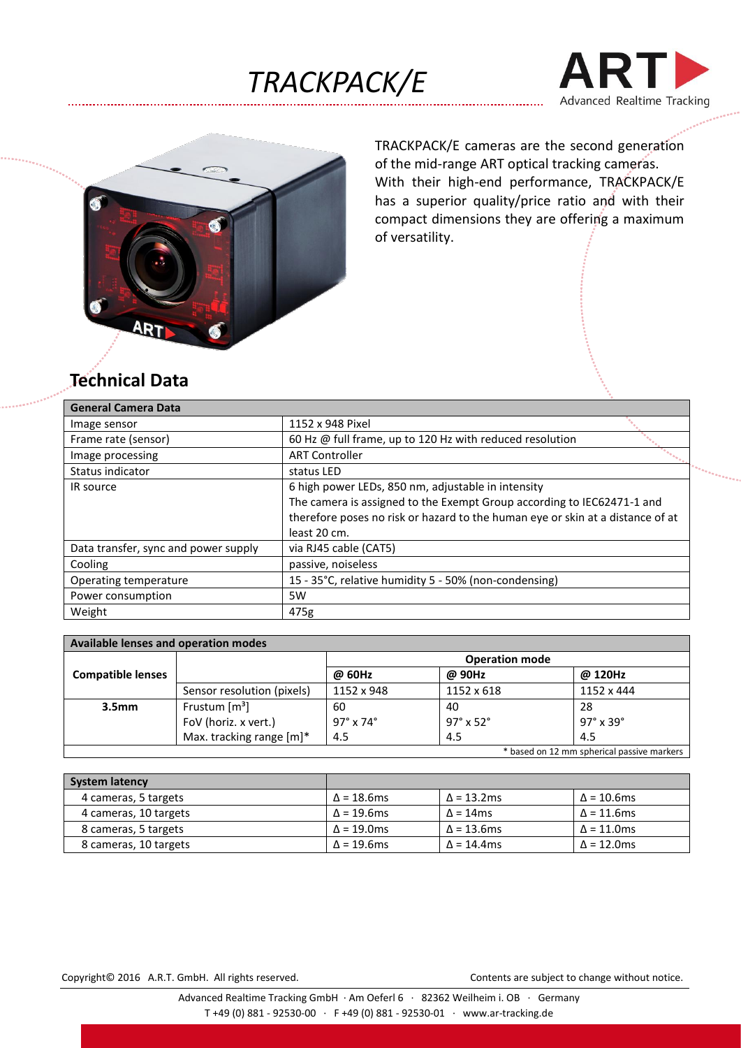# TRACKPACK/E

ART Advanced Realtime Tracking

TRACKPACK/E cameras are the second generation of the mid-range ART optical tracking cameras. With their high-end performance, TRACKPACK/E has a superior quality/price ratio and with their compact dimensions they are offering a maximum of versatility.

## Technical Data

| General Camera Data | |
|---|---|
| Image sensor | 1152 x 948 Pixel |
| Frame rate (sensor) | 60 Hz @ full frame, up to 120 Hz with reduced resolution |
| Image processing | ART Controller |
| Status indicator | status LED |
| IR source | 6 high power LEDs, 850 nm, adjustable in intensity<br>The camera is assigned to the Exempt Group according to IEC62471-1 and therefore poses no risk or hazard to the human eye or skin at a distance of at least 20 cm. |
| Data transfer, sync and power supply | via RJ45 cable (CAT5) |
| Cooling | passive, noiseless |
| Operating temperature | 15 - 35°C, relative humidity 5 - 50% (non-condensing) |
| Power consumption | 5W |
| Weight | 475g |

| Available lenses and operation modes | | | | |
|---|---|---|---|---|
| **Compatible lenses** | | **Operation mode** | | |
| | | **@ 60Hz** | **@ 90Hz** | **@ 120Hz** |
| | Sensor resolution (pixels) | 1152 x 948 | 1152 x 618 | 1152 x 444 |
| **3.5mm** | Frustum [$m^3$] | 60 | 40 | 28 |
| | FoV (horiz. x vert.) | 97° x 74° | 97° x 52° | 97° x 39° |
| | Max. tracking range [m]* | 4.5 | 4.5 | 4.5 |

\* based on 12 mm spherical passive markers

| System latency | | | |
|---|---|---|---|
| 4 cameras, 5 targets | Δ = 18.6ms | Δ = 13.2ms | Δ = 10.6ms |
| 4 cameras, 10 targets | Δ = 19.6ms | Δ = 14ms | Δ = 11.6ms |
| 8 cameras, 5 targets | Δ = 19.0ms | Δ = 13.6ms | Δ = 11.0ms |
| 8 cameras, 10 targets | Δ = 19.6ms | Δ = 14.4ms | Δ = 12.0ms |

Copyright© 2016 A.R.T. GmbH. All rights reserved. Contents are subject to change without notice.

Advanced Realtime Tracking GmbH · Am Oeferl 6 · 82362 Weilheim i. OB · Germany
T +49 (0) 881 - 92530-00 · F +49 (0) 881 - 92530-01 · www.ar-tracking.de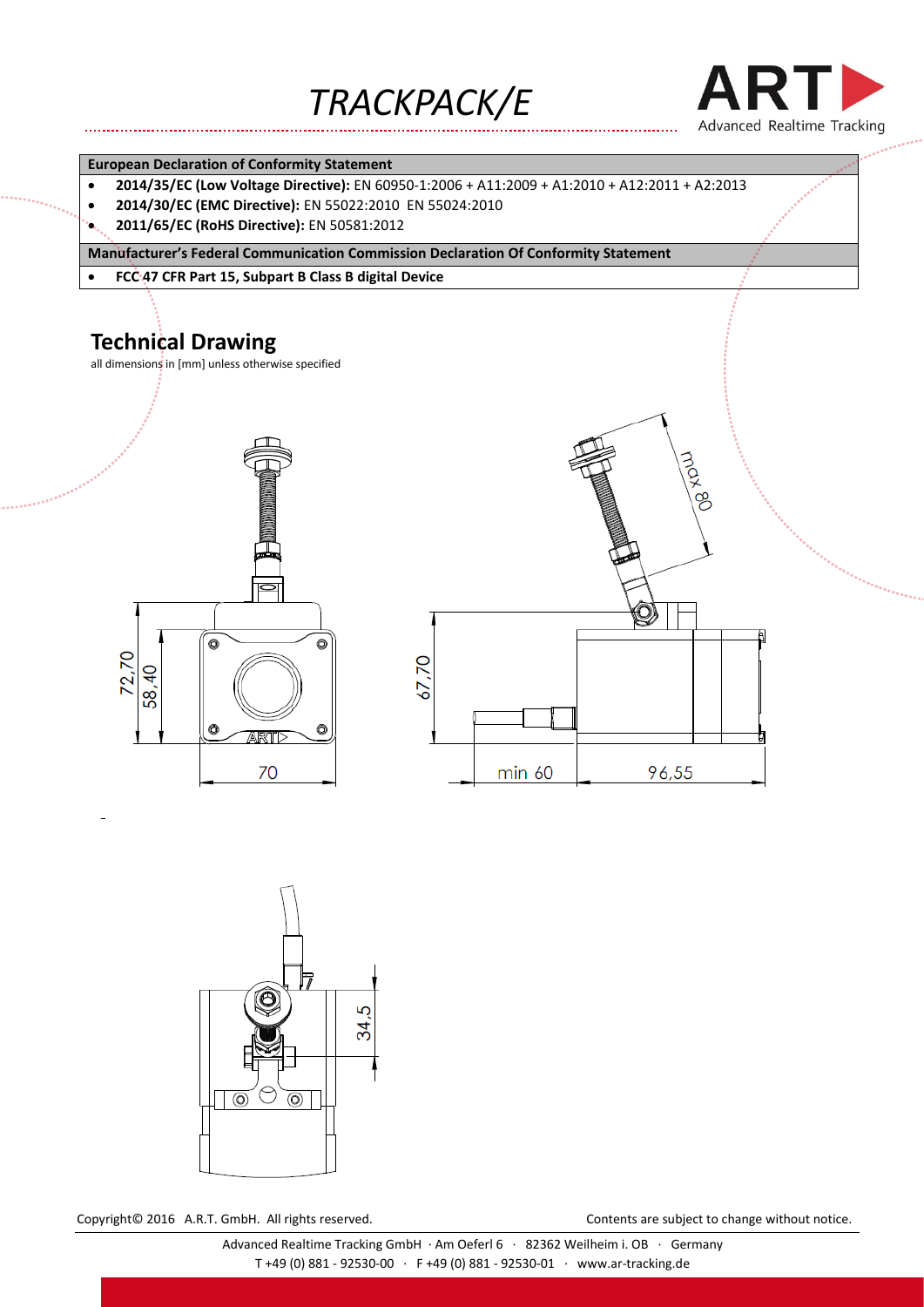# TRACKPACK/E

**European Declaration of Conformity Statement**

- **2014/35/EC (Low Voltage Directive):** EN 60950-1:2006 + A11:2009 + A1:2010 + A12:2011 + A2:2013
- **2014/30/EC (EMC Directive):** EN 55022:2010 EN 55024:2010
- **2011/65/EC (RoHS Directive):** EN 50581:2012

**Manufacturer's Federal Communication Commission Declaration Of Conformity Statement**

- **FCC 47 CFR Part 15, Subpart B Class B digital Device**

## Technical Drawing

all dimensions in [mm] unless otherwise specified

72,70
58,40
70
67,70
max 80
min 60
96,55
34,5

Copyright© 2016 A.R.T. GmbH. All rights reserved.

Contents are subject to change without notice.

Advanced Realtime Tracking GmbH · Am Oeferl 6 · 82362 Weilheim i. OB · Germany
T +49 (0) 881 - 92530-00 · F +49 (0) 881 - 92530-01 · www.ar-tracking.de